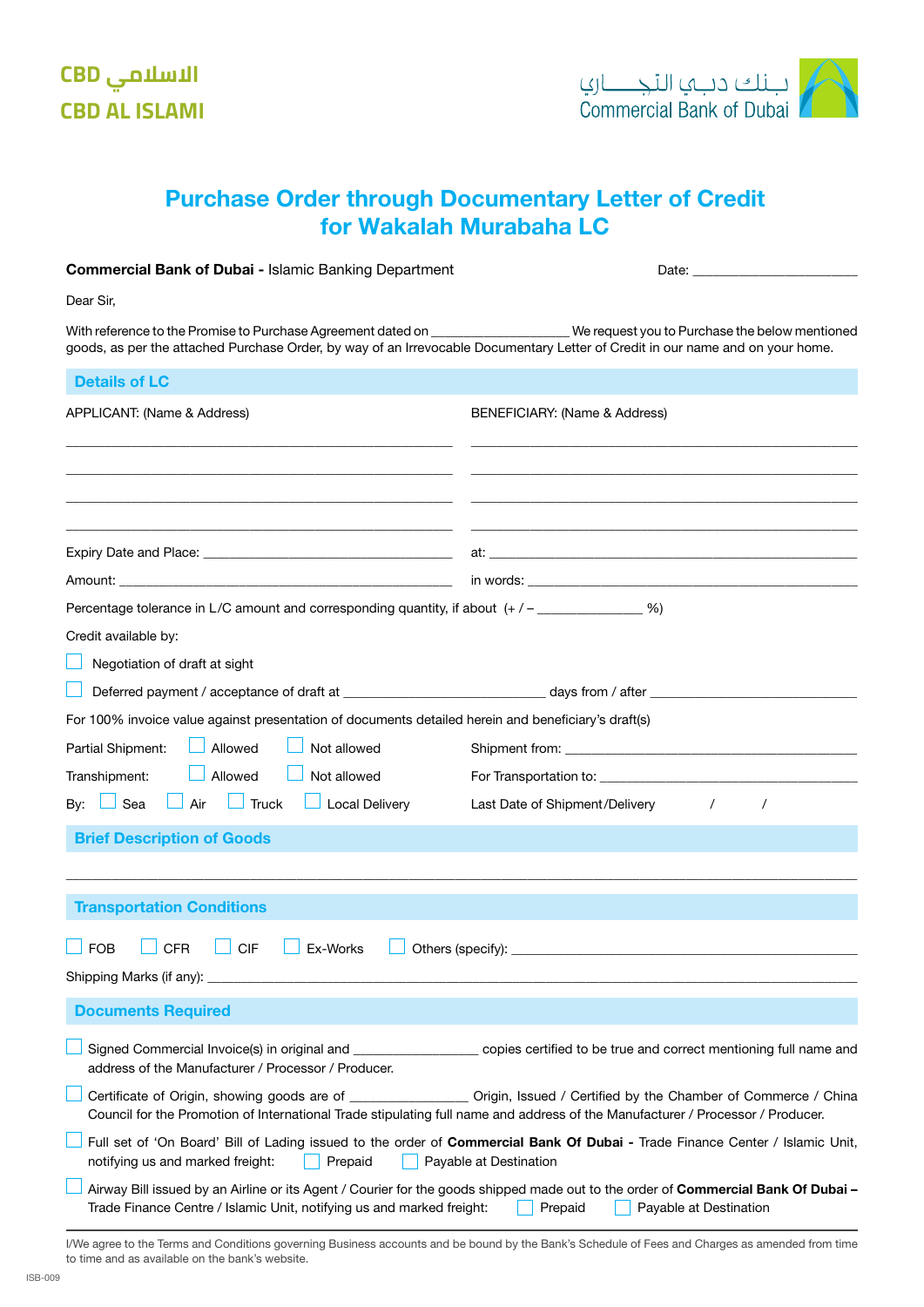CBD الاسلامي

CBD AL ISLAMI

بـنك دبـي التجـــاري
Commercial Bank of Dubai

# Purchase Order through Documentary Letter of Credit for Wakalah Murabaha LC

**Commercial Bank of Dubai -** Islamic Banking Department

Date: ______________________

Dear Sir,

With reference to the Promise to Purchase Agreement dated on __________________ We request you to Purchase the below mentioned goods, as per the attached Purchase Order, by way of an Irrevocable Documentary Letter of Credit in our name and on your home.

## Details of LC

APPLICANT: (Name & Address)

_______________________________________________

_______________________________________________

_______________________________________________

_______________________________________________

BENEFICIARY: (Name & Address)

_______________________________________________

_______________________________________________

_______________________________________________

_______________________________________________

Expiry Date and Place: ______________________________ at: ______________________________

Amount: ______________________________ in words: ______________________________

Percentage tolerance in L/C amount and corresponding quantity, if about (+ / – ______________ %)

Credit available by:

☐ Negotiation of draft at sight

☐ Deferred payment / acceptance of draft at ___________________________ days from / after ___________________________

For 100% invoice value against presentation of documents detailed herein and beneficiary's draft(s)

Partial Shipment: ☐ Allowed ☐ Not allowed

Shipment from: ______________________________

Transhipment: ☐ Allowed ☐ Not allowed

For Transportation to: ______________________________

By: ☐ Sea ☐ Air ☐ Truck ☐ Local Delivery

Last Date of Shipment/Delivery / /

## Brief Description of Goods

_____________________________________________________________________________________________

## Transportation Conditions

☐ FOB ☐ CFR ☐ CIF ☐ Ex-Works ☐ Others (specify): ______________________________

Shipping Marks (if any): ______________________________

## Documents Required

☐ Signed Commercial Invoice(s) in original and ________________ copies certified to be true and correct mentioning full name and address of the Manufacturer / Processor / Producer.

☐ Certificate of Origin, showing goods are of _______________ Origin, Issued / Certified by the Chamber of Commerce / China Council for the Promotion of International Trade stipulating full name and address of the Manufacturer / Processor / Producer.

☐ Full set of 'On Board' Bill of Lading issued to the order of **Commercial Bank Of Dubai** - Trade Finance Center / Islamic Unit, notifying us and marked freight: ☐ Prepaid ☐ Payable at Destination

☐ Airway Bill issued by an Airline or its Agent / Courier for the goods shipped made out to the order of **Commercial Bank Of Dubai –** Trade Finance Centre / Islamic Unit, notifying us and marked freight: ☐ Prepaid ☐ Payable at Destination

I/We agree to the Terms and Conditions governing Business accounts and be bound by the Bank's Schedule of Fees and Charges as amended from time to time and as available on the bank's website.

ISB-009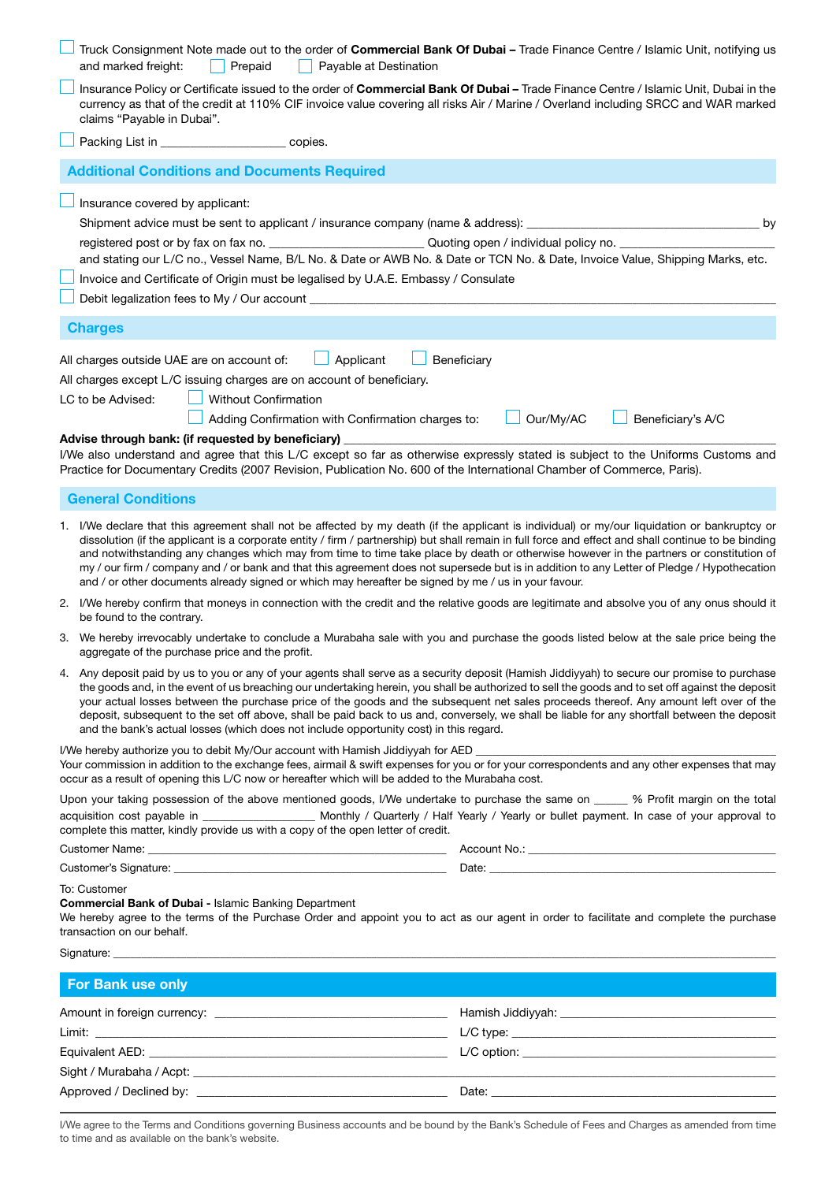☐ Truck Consignment Note made out to the order of **Commercial Bank Of Dubai –** Trade Finance Centre / Islamic Unit, notifying us and marked freight: ☐ Prepaid ☐ Payable at Destination

☐ Insurance Policy or Certificate issued to the order of **Commercial Bank Of Dubai –** Trade Finance Centre / Islamic Unit, Dubai in the currency as that of the credit at 110% CIF invoice value covering all risks Air / Marine / Overland including SRCC and WAR marked claims "Payable in Dubai".

☐ Packing List in ____________________ copies.

## Additional Conditions and Documents Required

☐ Insurance covered by applicant:

Shipment advice must be sent to applicant / insurance company (name & address): ____________________________________ by registered post or by fax on fax no. ________________________ Quoting open / individual policy no. ________________________ and stating our L/C no., Vessel Name, B/L No. & Date or AWB No. & Date or TCN No. & Date, Invoice Value, Shipping Marks, etc.

☐ Invoice and Certificate of Origin must be legalised by U.A.E. Embassy / Consulate

☐ Debit legalization fees to My / Our account ____________________________________

## Charges

All charges outside UAE are on account of: ☐ Applicant ☐ Beneficiary

All charges except L/C issuing charges are on account of beneficiary.

LC to be Advised: ☐ Without Confirmation

☐ Adding Confirmation with Confirmation charges to: ☐ Our/My/AC ☐ Beneficiary's A/C

**Advise through bank: (if requested by beneficiary)** ____________________________________

I/We also understand and agree that this L/C except so far as otherwise expressly stated is subject to the Uniforms Customs and Practice for Documentary Credits (2007 Revision, Publication No. 600 of the International Chamber of Commerce, Paris).

## General Conditions

1. I/We declare that this agreement shall not be affected by my death (if the applicant is individual) or my/our liquidation or bankruptcy or dissolution (if the applicant is a corporate entity / firm / partnership) but shall remain in full force and effect and shall continue to be binding and notwithstanding any changes which may from time to time take place by death or otherwise however in the partners or constitution of my / our firm / company and / or bank and that this agreement does not supersede but is in addition to any Letter of Pledge / Hypothecation and / or other documents already signed or which may hereafter be signed by me / us in your favour.
2. I/We hereby confirm that moneys in connection with the credit and the relative goods are legitimate and absolve you of any onus should it be found to the contrary.
3. We hereby irrevocably undertake to conclude a Murabaha sale with you and purchase the goods listed below at the sale price being the aggregate of the purchase price and the profit.
4. Any deposit paid by us to you or any of your agents shall serve as a security deposit (Hamish Jiddiyyah) to secure our promise to purchase the goods and, in the event of us breaching our undertaking herein, you shall be authorized to sell the goods and to set off against the deposit your actual losses between the purchase price of the goods and the subsequent net sales proceeds thereof. Any amount left over of the deposit, subsequent to the set off above, shall be paid back to us and, conversely, we shall be liable for any shortfall between the deposit and the bank's actual losses (which does not include opportunity cost) in this regard.

I/We hereby authorize you to debit My/Our account with Hamish Jiddiyyah for AED ____________________________________
Your commission in addition to the exchange fees, airmail & swift expenses for you or for your correspondents and any other expenses that may occur as a result of opening this L/C now or hereafter which will be added to the Murabaha cost.

Upon your taking possession of the above mentioned goods, I/We undertake to purchase the same on ______ % Profit margin on the total acquisition cost payable in ________________ Monthly / Quarterly / Half Yearly / Yearly or bullet payment. In case of your approval to complete this matter, kindly provide us with a copy of the open letter of credit.

Customer Name: ______________________________ Account No.: ______________________________

Customer's Signature: ______________________________ Date: ______________________________

To: Customer
**Commercial Bank of Dubai -** Islamic Banking Department
We hereby agree to the terms of the Purchase Order and appoint you to act as our agent in order to facilitate and complete the purchase transaction on our behalf.

Signature: ____________________________________

## For Bank use only

Amount in foreign currency: ______________________________ Hamish Jiddiyyah: ______________________________

Limit: ______________________________ L/C type: ______________________________

Equivalent AED: ______________________________ L/C option: ______________________________

Sight / Murabaha / Acpt: ____________________________________

Approved / Declined by: ______________________________ Date: ______________________________

I/We agree to the Terms and Conditions governing Business accounts and be bound by the Bank's Schedule of Fees and Charges as amended from time to time and as available on the bank's website.